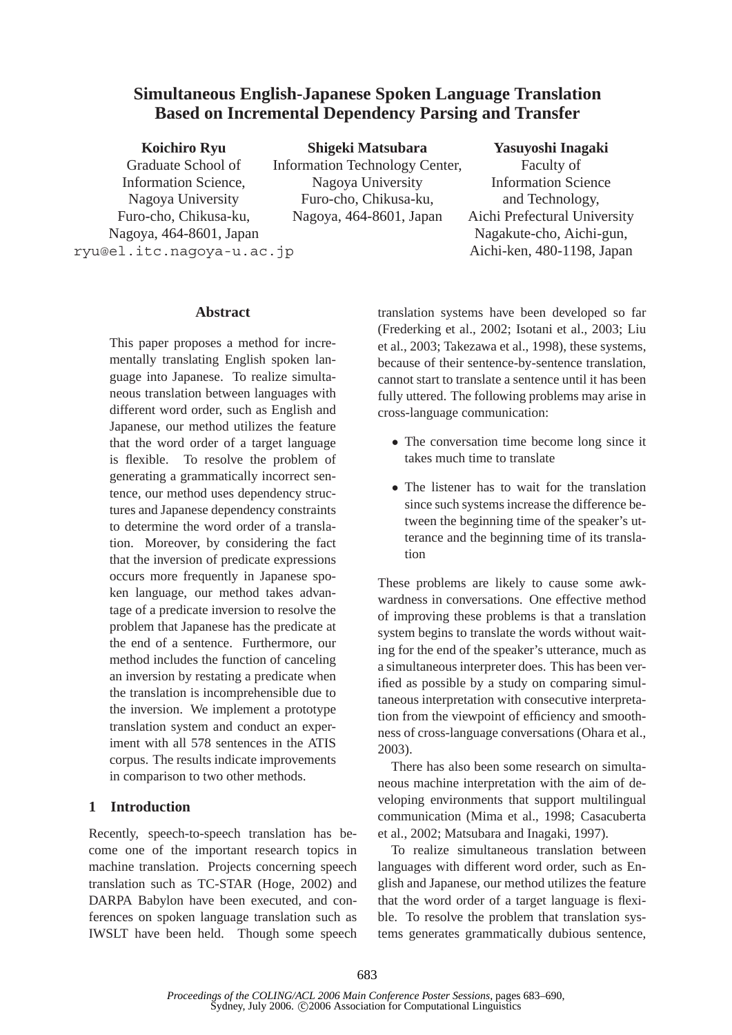# Simultaneous English-Japanese Spoken Language Translation Based on Incremental Dependency Parsing and Transfer

**Koichiro Ryu**
Graduate School of Information Science,
Nagoya University
Furo-cho, Chikusa-ku,
Nagoya, 464-8601, Japan
ryu@el.itc.nagoya-u.ac.jp

**Shigeki Matsubara**
Information Technology Center,
Nagoya University
Furo-cho, Chikusa-ku,
Nagoya, 464-8601, Japan

**Yasuyoshi Inagaki**
Faculty of
Information Science
and Technology,
Aichi Prefectural University
Nagakute-cho, Aichi-gun,
Aichi-ken, 480-1198, Japan

## Abstract

This paper proposes a method for incrementally translating English spoken language into Japanese. To realize simultaneous translation between languages with different word order, such as English and Japanese, our method utilizes the feature that the word order of a target language is flexible. To resolve the problem of generating a grammatically incorrect sentence, our method uses dependency structures and Japanese dependency constraints to determine the word order of a translation. Moreover, by considering the fact that the inversion of predicate expressions occurs more frequently in Japanese spoken language, our method takes advantage of a predicate inversion to resolve the problem that Japanese has the predicate at the end of a sentence. Furthermore, our method includes the function of canceling an inversion by restating a predicate when the translation is incomprehensible due to the inversion. We implement a prototype translation system and conduct an experiment with all 578 sentences in the ATIS corpus. The results indicate improvements in comparison to two other methods.

## 1 Introduction

Recently, speech-to-speech translation has become one of the important research topics in machine translation. Projects concerning speech translation such as TC-STAR (Hoge, 2002) and DARPA Babylon have been executed, and conferences on spoken language translation such as IWSLT have been held. Though some speech translation systems have been developed so far (Frederking et al., 2002; Isotani et al., 2003; Liu et al., 2003; Takezawa et al., 1998), these systems, because of their sentence-by-sentence translation, cannot start to translate a sentence until it has been fully uttered. The following problems may arise in cross-language communication:

- The conversation time become long since it takes much time to translate
- The listener has to wait for the translation since such systems increase the difference between the beginning time of the speaker's utterance and the beginning time of its translation

These problems are likely to cause some awkwardness in conversations. One effective method of improving these problems is that a translation system begins to translate the words without waiting for the end of the speaker's utterance, much as a simultaneous interpreter does. This has been verified as possible by a study on comparing simultaneous interpretation with consecutive interpretation from the viewpoint of efficiency and smoothness of cross-language conversations (Ohara et al., 2003).

There has also been some research on simultaneous machine interpretation with the aim of developing environments that support multilingual communication (Mima et al., 1998; Casacuberta et al., 2002; Matsubara and Inagaki, 1997).

To realize simultaneous translation between languages with different word order, such as English and Japanese, our method utilizes the feature that the word order of a target language is flexible. To resolve the problem that translation systems generates grammatically dubious sentence,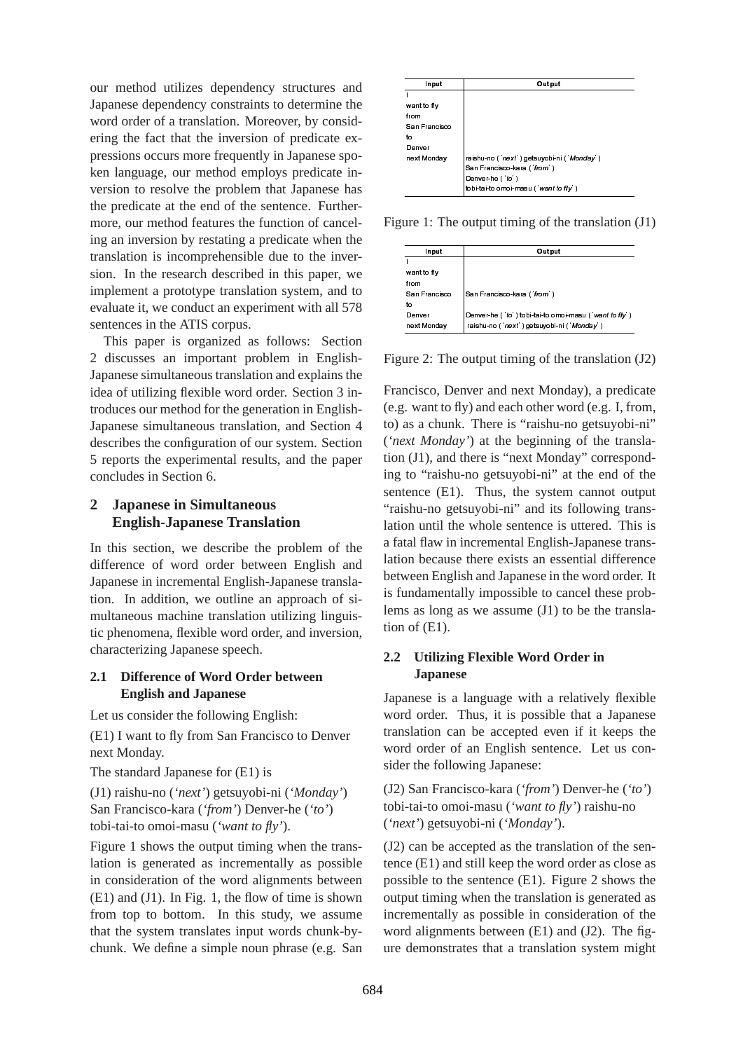our method utilizes dependency structures and Japanese dependency constraints to determine the word order of a translation. Moreover, by considering the fact that the inversion of predicate expressions occurs more frequently in Japanese spoken language, our method employs predicate inversion to resolve the problem that Japanese has the predicate at the end of the sentence. Furthermore, our method features the function of canceling an inversion by restating a predicate when the translation is incomprehensible due to the inversion. In the research described in this paper, we implement a prototype translation system, and to evaluate it, we conduct an experiment with all 578 sentences in the ATIS corpus.

This paper is organized as follows: Section 2 discusses an important problem in English-Japanese simultaneous translation and explains the idea of utilizing flexible word order. Section 3 introduces our method for the generation in English-Japanese simultaneous translation, and Section 4 describes the configuration of our system. Section 5 reports the experimental results, and the paper concludes in Section 6.

## 2 Japanese in Simultaneous English-Japanese Translation

In this section, we describe the problem of the difference of word order between English and Japanese in incremental English-Japanese translation. In addition, we outline an approach of simultaneous machine translation utilizing linguistic phenomena, flexible word order, and inversion, characterizing Japanese speech.

### 2.1 Difference of Word Order between English and Japanese

Let us consider the following English:

(E1) I want to fly from San Francisco to Denver next Monday.

The standard Japanese for (E1) is

(J1) raishu-no (*'next'*) getsuyobi-ni (*'Monday'*) San Francisco-kara (*'from'*) Denver-he (*'to'*) tobi-tai-to omoi-masu (*'want to fly'*).

Figure 1 shows the output timing when the translation is generated as incrementally as possible in consideration of the word alignments between (E1) and (J1). In Fig. 1, the flow of time is shown from top to bottom. In this study, we assume that the system translates input words chunk-by-chunk. We define a simple noun phrase (e.g. San Francisco, Denver and next Monday), a predicate (e.g. want to fly) and each other word (e.g. I, from, to) as a chunk. There is "raishu-no getsuyobi-ni" (*'next Monday'*) at the beginning of the translation (J1), and there is "next Monday" corresponding to "raishu-no getsuyobi-ni" at the end of the sentence (E1). Thus, the system cannot output "raishu-no getsuyobi-ni" and its following translation until the whole sentence is uttered. This is a fatal flaw in incremental English-Japanese translation because there exists an essential difference between English and Japanese in the word order. It is fundamentally impossible to cancel these problems as long as we assume (J1) to be the translation of (E1).

| Input | Output |
|---|---|
| I | |
| want to fly | |
| from | |
| San Francisco | |
| to | |
| Denver | |
| next Monday | raishu-no (*'next'*) getsuyobi-ni (*'Monday'*) |
| | San Francisco-kara (*'from'*) |
| | Denver-he (*'to'*) |
| | tobi-tai-to omoi-masu (*'want to fly'*) |

Figure 1: The output timing of the translation (J1)

| Input | Output |
|---|---|
| I | |
| want to fly | |
| from | |
| San Francisco | San Francisco-kara (*'from'*) |
| to | |
| Denver | Denver-he (*'to'*) tobi-tai-to omoi-masu (*'want to fly'*) |
| next Monday | raishu-no (*'next'*) getsuyobi-ni (*'Monday'*) |

Figure 2: The output timing of the translation (J2)

### 2.2 Utilizing Flexible Word Order in Japanese

Japanese is a language with a relatively flexible word order. Thus, it is possible that a Japanese translation can be accepted even if it keeps the word order of an English sentence. Let us consider the following Japanese:

(J2) San Francisco-kara (*'from'*) Denver-he (*'to'*) tobi-tai-to omoi-masu (*'want to fly'*) raishu-no (*'next'*) getsuyobi-ni (*'Monday'*).

(J2) can be accepted as the translation of the sentence (E1) and still keep the word order as close as possible to the sentence (E1). Figure 2 shows the output timing when the translation is generated as incrementally as possible in consideration of the word alignments between (E1) and (J2). The figure demonstrates that a translation system might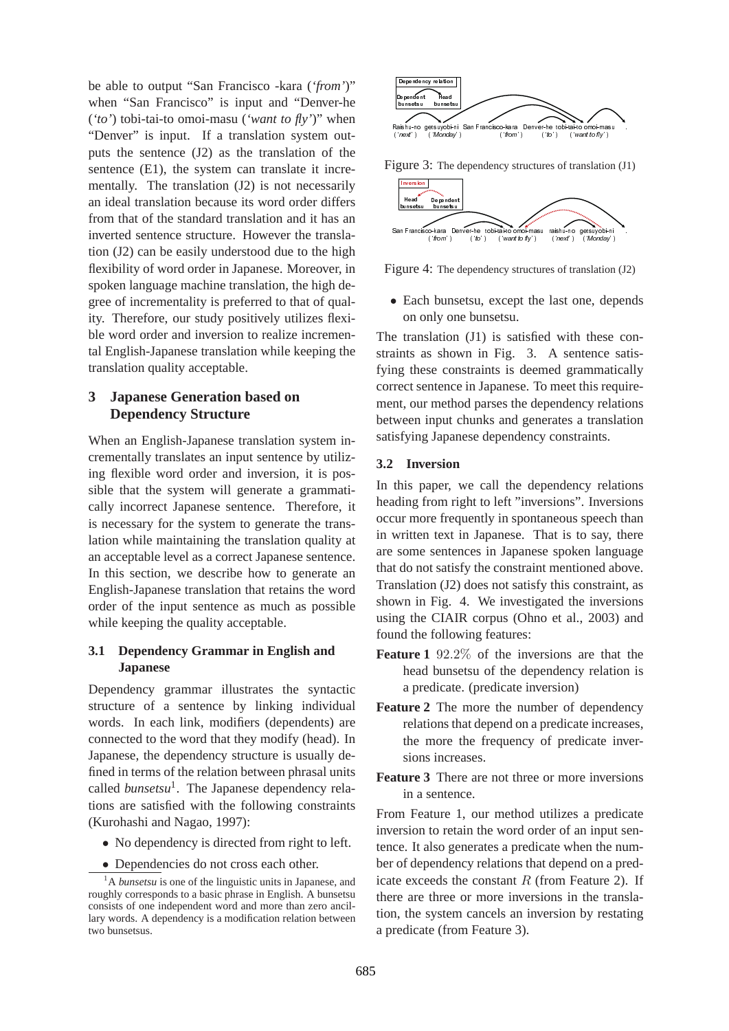be able to output "San Francisco -kara (*'from'*)" when "San Francisco" is input and "Denver-he (*'to'*) tobi-tai-to omoi-masu (*'want to fly'*)" when "Denver" is input. If a translation system outputs the sentence (J2) as the translation of the sentence (E1), the system can translate it incrementally. The translation (J2) is not necessarily an ideal translation because its word order differs from that of the standard translation and it has an inverted sentence structure. However the translation (J2) can be easily understood due to the high flexibility of word order in Japanese. Moreover, in spoken language machine translation, the high degree of incrementality is preferred to that of quality. Therefore, our study positively utilizes flexible word order and inversion to realize incremental English-Japanese translation while keeping the translation quality acceptable.

## 3 Japanese Generation based on Dependency Structure

When an English-Japanese translation system incrementally translates an input sentence by utilizing flexible word order and inversion, it is possible that the system will generate a grammatically incorrect Japanese sentence. Therefore, it is necessary for the system to generate the translation while maintaining the translation quality at an acceptable level as a correct Japanese sentence. In this section, we describe how to generate an English-Japanese translation that retains the word order of the input sentence as much as possible while keeping the quality acceptable.

### 3.1 Dependency Grammar in English and Japanese

Dependency grammar illustrates the syntactic structure of a sentence by linking individual words. In each link, modifiers (dependents) are connected to the word that they modify (head). In Japanese, the dependency structure is usually defined in terms of the relation between phrasal units called *bunsetsu*[1]. The Japanese dependency relations are satisfied with the following constraints (Kurohashi and Nagao, 1997):

- No dependency is directed from right to left.
- Dependencies do not cross each other.
- Each bunsetsu, except the last one, depends on only one bunsetsu.

[1]A *bunsetsu* is one of the linguistic units in Japanese, and roughly corresponds to a basic phrase in English. A bunsetsu consists of one independent word and more than zero ancillary words. A dependency is a modification relation between two bunsetsus.

Figure 3: The dependency structures of translation (J1)

Figure 4: The dependency structures of translation (J2)

The translation (J1) is satisfied with these constraints as shown in Fig. 3. A sentence satisfying these constraints is deemed grammatically correct sentence in Japanese. To meet this requirement, our method parses the dependency relations between input chunks and generates a translation satisfying Japanese dependency constraints.

### 3.2 Inversion

In this paper, we call the dependency relations heading from right to left "inversions". Inversions occur more frequently in spontaneous speech than in written text in Japanese. That is to say, there are some sentences in Japanese spoken language that do not satisfy the constraint mentioned above. Translation (J2) does not satisfy this constraint, as shown in Fig. 4. We investigated the inversions using the CIAIR corpus (Ohno et al., 2003) and found the following features:

**Feature 1** $92.2\%$ of the inversions are that the head bunsetsu of the dependency relation is a predicate. (predicate inversion)

**Feature 2** The more the number of dependency relations that depend on a predicate increases, the more the frequency of predicate inversions increases.

**Feature 3** There are not three or more inversions in a sentence.

From Feature 1, our method utilizes a predicate inversion to retain the word order of an input sentence. It also generates a predicate when the number of dependency relations that depend on a predicate exceeds the constant $R$ (from Feature 2). If there are three or more inversions in the translation, the system cancels an inversion by restating a predicate (from Feature 3).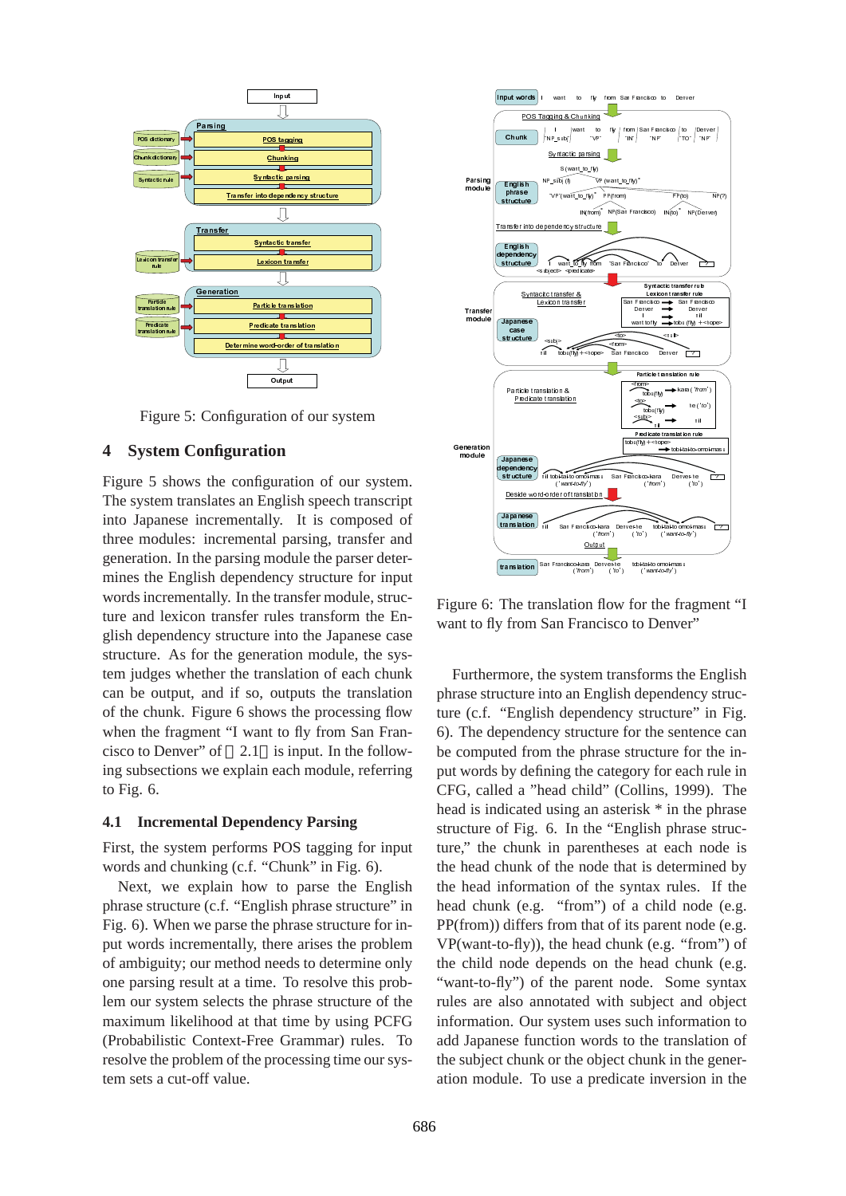Figure 5: Configuration of our system

## 4 System Configuration

Figure 5 shows the configuration of our system. The system translates an English speech transcript into Japanese incrementally. It is composed of three modules: incremental parsing, transfer and generation. In the parsing module the parser determines the English dependency structure for input words incrementally. In the transfer module, structure and lexicon transfer rules transform the English dependency structure into the Japanese case structure. As for the generation module, the system judges whether the translation of each chunk can be output, and if so, outputs the translation of the chunk. Figure 6 shows the processing flow when the fragment "I want to fly from San Francisco to Denver" of 2.1 is input. In the following subsections we explain each module, referring to Fig. 6.

### 4.1 Incremental Dependency Parsing

First, the system performs POS tagging for input words and chunking (c.f. "Chunk" in Fig. 6).

Next, we explain how to parse the English phrase structure (c.f. "English phrase structure" in Fig. 6). When we parse the phrase structure for input words incrementally, there arises the problem of ambiguity; our method needs to determine only one parsing result at a time. To resolve this problem our system selects the phrase structure of the maximum likelihood at that time by using PCFG (Probabilistic Context-Free Grammar) rules. To resolve the problem of the processing time our system sets a cut-off value.

Figure 6: The translation flow for the fragment "I want to fly from San Francisco to Denver"

Furthermore, the system transforms the English phrase structure into an English dependency structure (c.f. "English dependency structure" in Fig. 6). The dependency structure for the sentence can be computed from the phrase structure for the input words by defining the category for each rule in CFG, called a "head child" (Collins, 1999). The head is indicated using an asterisk * in the phrase structure of Fig. 6. In the "English phrase structure," the chunk in parentheses at each node is the head chunk of the node that is determined by the head information of the syntax rules. If the head chunk (e.g. "from") of a child node (e.g. PP(from)) differs from that of its parent node (e.g. VP(want-to-fly)), the head chunk (e.g. "from") of the child node depends on the head chunk (e.g. "want-to-fly") of the parent node. Some syntax rules are also annotated with subject and object information. Our system uses such information to add Japanese function words to the translation of the subject chunk or the object chunk in the generation module. To use a predicate inversion in the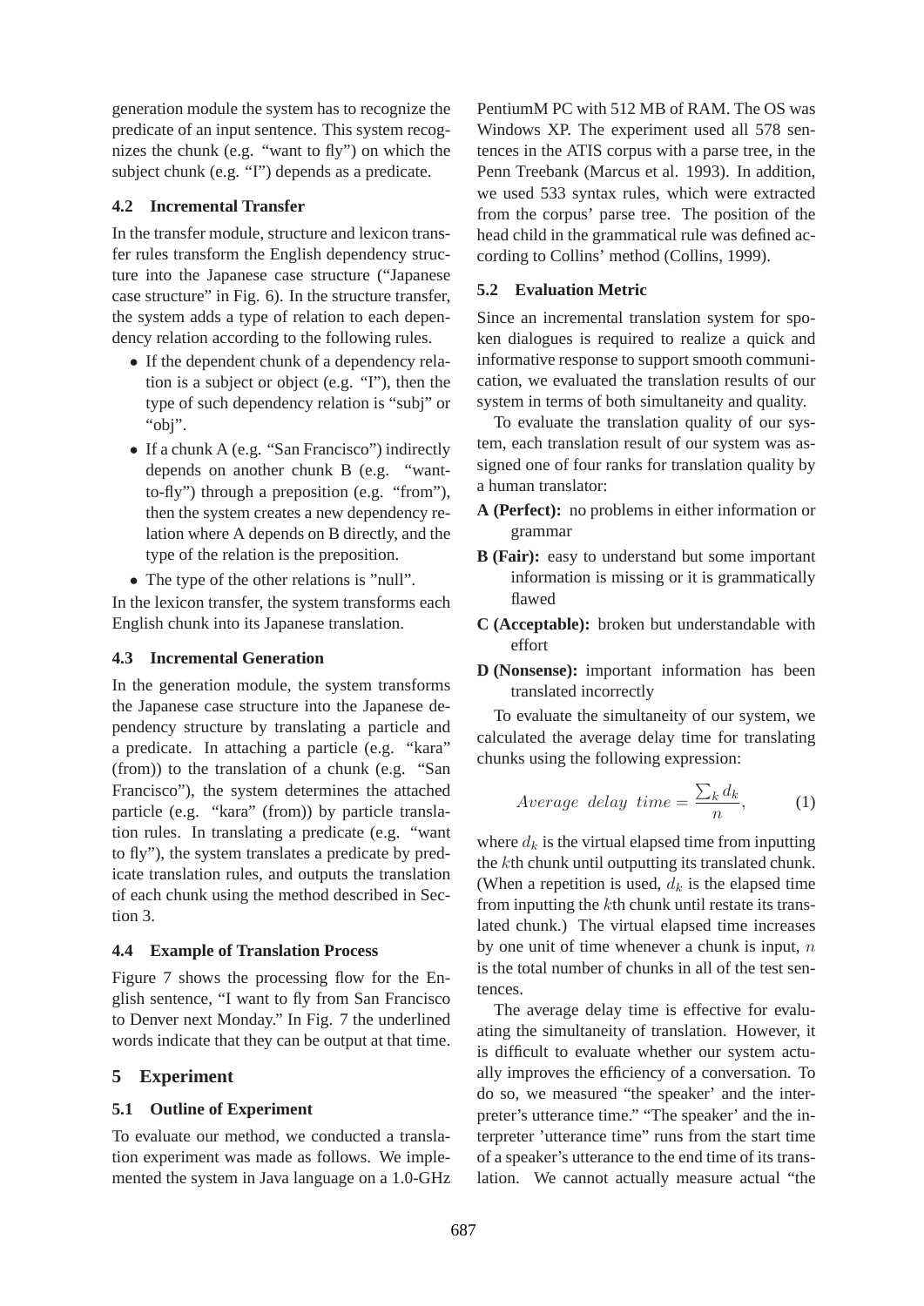generation module the system has to recognize the predicate of an input sentence. This system recognizes the chunk (e.g. "want to fly") on which the subject chunk (e.g. "I") depends as a predicate.

### 4.2 Incremental Transfer

In the transfer module, structure and lexicon transfer rules transform the English dependency structure into the Japanese case structure ("Japanese case structure" in Fig. 6). In the structure transfer, the system adds a type of relation to each dependency relation according to the following rules.

- If the dependent chunk of a dependency relation is a subject or object (e.g. "I"), then the type of such dependency relation is "subj" or "obj".
- If a chunk A (e.g. "San Francisco") indirectly depends on another chunk B (e.g. "want-to-fly") through a preposition (e.g. "from"), then the system creates a new dependency relation where A depends on B directly, and the type of the relation is the preposition.
- The type of the other relations is "null".

In the lexicon transfer, the system transforms each English chunk into its Japanese translation.

### 4.3 Incremental Generation

In the generation module, the system transforms the Japanese case structure into the Japanese dependency structure by translating a particle and a predicate. In attaching a particle (e.g. "kara" (from)) to the translation of a chunk (e.g. "San Francisco"), the system determines the attached particle (e.g. "kara" (from)) by particle translation rules. In translating a predicate (e.g. "want to fly"), the system translates a predicate by predicate translation rules, and outputs the translation of each chunk using the method described in Section 3.

### 4.4 Example of Translation Process

Figure 7 shows the processing flow for the English sentence, "I want to fly from San Francisco to Denver next Monday." In Fig. 7 the underlined words indicate that they can be output at that time.

## 5 Experiment

### 5.1 Outline of Experiment

To evaluate our method, we conducted a translation experiment was made as follows. We implemented the system in Java language on a 1.0-GHz PentiumM PC with 512 MB of RAM. The OS was Windows XP. The experiment used all 578 sentences in the ATIS corpus with a parse tree, in the Penn Treebank (Marcus et al. 1993). In addition, we used 533 syntax rules, which were extracted from the corpus' parse tree. The position of the head child in the grammatical rule was defined according to Collins' method (Collins, 1999).

### 5.2 Evaluation Metric

Since an incremental translation system for spoken dialogues is required to realize a quick and informative response to support smooth communication, we evaluated the translation results of our system in terms of both simultaneity and quality.

To evaluate the translation quality of our system, each translation result of our system was assigned one of four ranks for translation quality by a human translator:

**A (Perfect):** no problems in either information or grammar

**B (Fair):** easy to understand but some important information is missing or it is grammatically flawed

**C (Acceptable):** broken but understandable with effort

**D (Nonsense):** important information has been translated incorrectly

To evaluate the simultaneity of our system, we calculated the average delay time for translating chunks using the following expression:

$$Average\ \ delay\ \ time = \frac{\sum_k d_k}{n}, \tag{1}$$

where $d_k$ is the virtual elapsed time from inputting the $k$th chunk until outputting its translated chunk. (When a repetition is used, $d_k$ is the elapsed time from inputting the $k$th chunk until restate its translated chunk.) The virtual elapsed time increases by one unit of time whenever a chunk is input, $n$ is the total number of chunks in all of the test sentences.

The average delay time is effective for evaluating the simultaneity of translation. However, it is difficult to evaluate whether our system actually improves the efficiency of a conversation. To do so, we measured "the speaker' and the interpreter's utterance time." "The speaker' and the interpreter 'utterance time" runs from the start time of a speaker's utterance to the end time of its translation. We cannot actually measure actual "the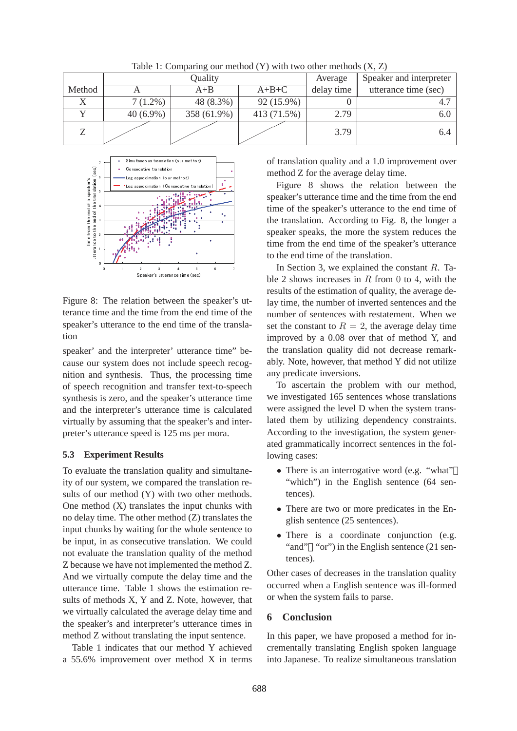Table 1: Comparing our method (Y) with two other methods (X, Z)

| Method | Quality | | | Average delay time | Speaker and interpreter utterance time (sec) |
|---|---|---|---|---|---|
| | A | A+B | A+B+C | | |
| X | 7 (1.2%) | 48 (8.3%) | 92 (15.9%) | 0 | 4.7 |
| Y | 40 (6.9%) | 358 (61.9%) | 413 (71.5%) | 2.79 | 6.0 |
| Z | | | | 3.79 | 6.4 |

Figure 8: The relation between the speaker's utterance time and the time from the end time of the speaker's utterance to the end time of the translation

speaker' and the interpreter' utterance time" because our system does not include speech recognition and synthesis. Thus, the processing time of speech recognition and transfer text-to-speech synthesis is zero, and the speaker's utterance time and the interpreter's utterance time is calculated virtually by assuming that the speaker's and interpreter's utterance speed is 125 ms per mora.

### 5.3 Experiment Results

To evaluate the translation quality and simultaneity of our system, we compared the translation results of our method (Y) with two other methods. One method (X) translates the input chunks with no delay time. The other method (Z) translates the input chunks by waiting for the whole sentence to be input, in as consecutive translation. We could not evaluate the translation quality of the method Z because we have not implemented the method Z. And we virtually compute the delay time and the utterance time. Table 1 shows the estimation results of methods X, Y and Z. Note, however, that we virtually calculated the average delay time and the speaker's and interpreter's utterance times in method Z without translating the input sentence.

Table 1 indicates that our method Y achieved a 55.6% improvement over method X in terms of translation quality and a 1.0 improvement over method Z for the average delay time.

Figure 8 shows the relation between the speaker's utterance time and the time from the end time of the speaker's utterance to the end time of the translation. According to Fig. 8, the longer a speaker speaks, the more the system reduces the time from the end time of the speaker's utterance to the end time of the translation.

In Section 3, we explained the constant $R$. Table 2 shows increases in $R$ from $0$ to $4$, with the results of the estimation of quality, the average delay time, the number of inverted sentences and the number of sentences with restatement. When we set the constant to $R = 2$, the average delay time improved by a 0.08 over that of method Y, and the translation quality did not decrease remarkably. Note, however, that method Y did not utilize any predicate inversions.

To ascertain the problem with our method, we investigated 165 sentences whose translations were assigned the level D when the system translated them by utilizing dependency constraints. According to the investigation, the system generated grammatically incorrect sentences in the following cases:

- There is an interrogative word (e.g. "what", "which") in the English sentence (64 sentences).
- There are two or more predicates in the English sentence (25 sentences).
- There is a coordinate conjunction (e.g. "and", "or") in the English sentence (21 sentences).

Other cases of decreases in the translation quality occurred when a English sentence was ill-formed or when the system fails to parse.

## 6 Conclusion

In this paper, we have proposed a method for incrementally translating English spoken language into Japanese. To realize simultaneous translation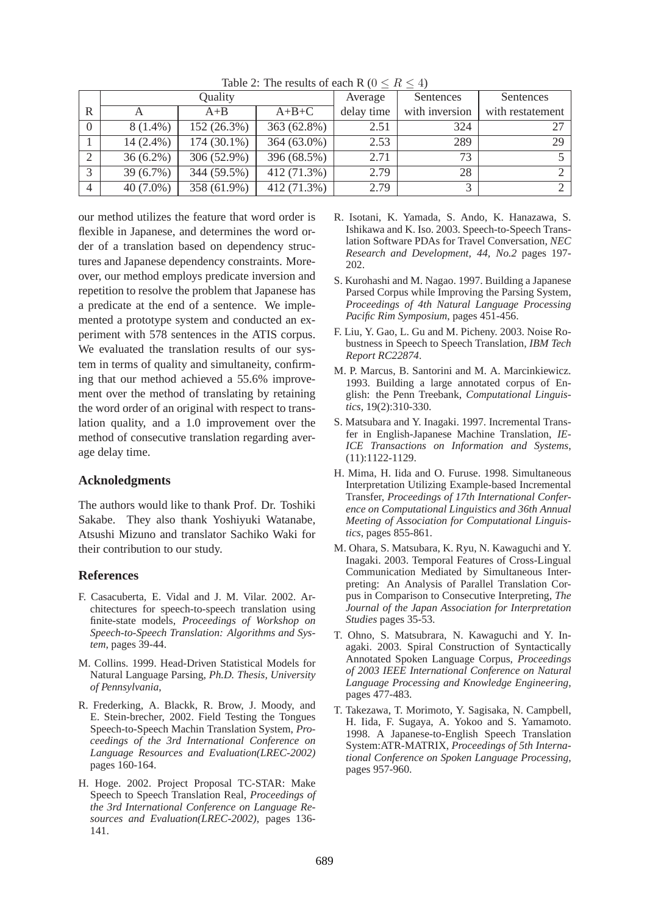Table 2: The results of each R ($0 \leq R \leq 4$)

| | Quality | | | Average | Sentences | Sentences |
|---|---|---|---|---|---|---|
| R | A | A+B | A+B+C | delay time | with inversion | with restatement |
| 0 | 8 (1.4%) | 152 (26.3%) | 363 (62.8%) | 2.51 | 324 | 27 |
| 1 | 14 (2.4%) | 174 (30.1%) | 364 (63.0%) | 2.53 | 289 | 29 |
| 2 | 36 (6.2%) | 306 (52.9%) | 396 (68.5%) | 2.71 | 73 | 5 |
| 3 | 39 (6.7%) | 344 (59.5%) | 412 (71.3%) | 2.79 | 28 | 2 |
| 4 | 40 (7.0%) | 358 (61.9%) | 412 (71.3%) | 2.79 | 3 | 2 |

our method utilizes the feature that word order is flexible in Japanese, and determines the word order of a translation based on dependency structures and Japanese dependency constraints. Moreover, our method employs predicate inversion and repetition to resolve the problem that Japanese has a predicate at the end of a sentence. We implemented a prototype system and conducted an experiment with 578 sentences in the ATIS corpus. We evaluated the translation results of our system in terms of quality and simultaneity, confirming that our method achieved a 55.6% improvement over the method of translating by retaining the word order of an original with respect to translation quality, and a 1.0 improvement over the method of consecutive translation regarding average delay time.

## Acknoledgments

The authors would like to thank Prof. Dr. Toshiki Sakabe. They also thank Yoshiyuki Watanabe, Atsushi Mizuno and translator Sachiko Waki for their contribution to our study.

## References

F. Casacuberta, E. Vidal and J. M. Vilar. 2002. Architectures for speech-to-speech translation using finite-state models, *Proceedings of Workshop on Speech-to-Speech Translation: Algorithms and System*, pages 39-44.

M. Collins. 1999. Head-Driven Statistical Models for Natural Language Parsing, *Ph.D. Thesis, University of Pennsylvania*,

R. Frederking, A. Blackk, R. Brow, J. Moody, and E. Stein-brecher, 2002. Field Testing the Tongues Speech-to-Speech Machin Translation System, *Proceedings of the 3rd International Conference on Language Resources and Evaluation(LREC-2002)* pages 160-164.

H. Hoge. 2002. Project Proposal TC-STAR: Make Speech to Speech Translation Real, *Proceedings of the 3rd International Conference on Language Resources and Evaluation(LREC-2002)*, pages 136-141.

R. Isotani, K. Yamada, S. Ando, K. Hanazawa, S. Ishikawa and K. Iso. 2003. Speech-to-Speech Translation Software PDAs for Travel Conversation, *NEC Research and Development, 44, No.2* pages 197-202.

S. Kurohashi and M. Nagao. 1997. Building a Japanese Parsed Corpus while Improving the Parsing System, *Proceedings of 4th Natural Language Processing Pacific Rim Symposium*, pages 451-456.

F. Liu, Y. Gao, L. Gu and M. Picheny. 2003. Noise Robustness in Speech to Speech Translation, *IBM Tech Report RC22874*.

M. P. Marcus, B. Santorini and M. A. Marcinkiewicz. 1993. Building a large annotated corpus of English: the Penn Treebank, *Computational Linguistics*, 19(2):310-330.

S. Matsubara and Y. Inagaki. 1997. Incremental Transfer in English-Japanese Machine Translation, *IEICE Transactions on Information and Systems*, (11):1122-1129.

H. Mima, H. Iida and O. Furuse. 1998. Simultaneous Interpretation Utilizing Example-based Incremental Transfer, *Proceedings of 17th International Conference on Computational Linguistics and 36th Annual Meeting of Association for Computational Linguistics*, pages 855-861.

M. Ohara, S. Matsubara, K. Ryu, N. Kawaguchi and Y. Inagaki. 2003. Temporal Features of Cross-Lingual Communication Mediated by Simultaneous Interpreting: An Analysis of Parallel Translation Corpus in Comparison to Consecutive Interpreting, *The Journal of the Japan Association for Interpretation Studies* pages 35-53.

T. Ohno, S. Matsubrara, N. Kawaguchi and Y. Inagaki. 2003. Spiral Construction of Syntactically Annotated Spoken Language Corpus, *Proceedings of 2003 IEEE International Conference on Natural Language Processing and Knowledge Engineering*, pages 477-483.

T. Takezawa, T. Morimoto, Y. Sagisaka, N. Campbell, H. Iida, F. Sugaya, A. Yokoo and S. Yamamoto. 1998. A Japanese-to-English Speech Translation System:ATR-MATRIX, *Proceedings of 5th International Conference on Spoken Language Processing*, pages 957-960.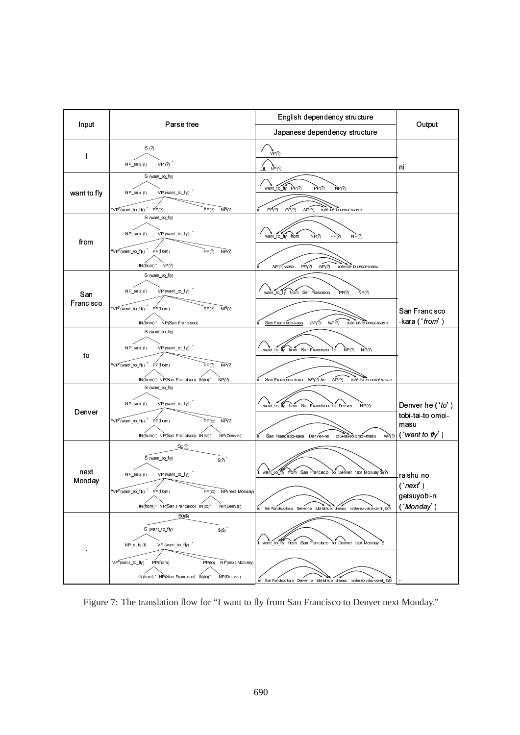| Input | Parse tree | English dependency structure / Japanese dependency structure | Output |
|---|---|---|---|
| I | | | nil |
| want to fly | | | |
| from | | | |
| San Francisco | | | San Francisco -kara (*'from'*) |
| to | | | |
| Denver | | | Denver-he (*'to'*) tobi-tai-to omoi-masu (*'want to fly'*) |
| next Monday | | | raishu-no (*'next'*) getsuyobi-ni (*'Monday'*) |
| . | | | . |

Figure 7: The translation flow for "I want to fly from San Francisco to Denver next Monday."